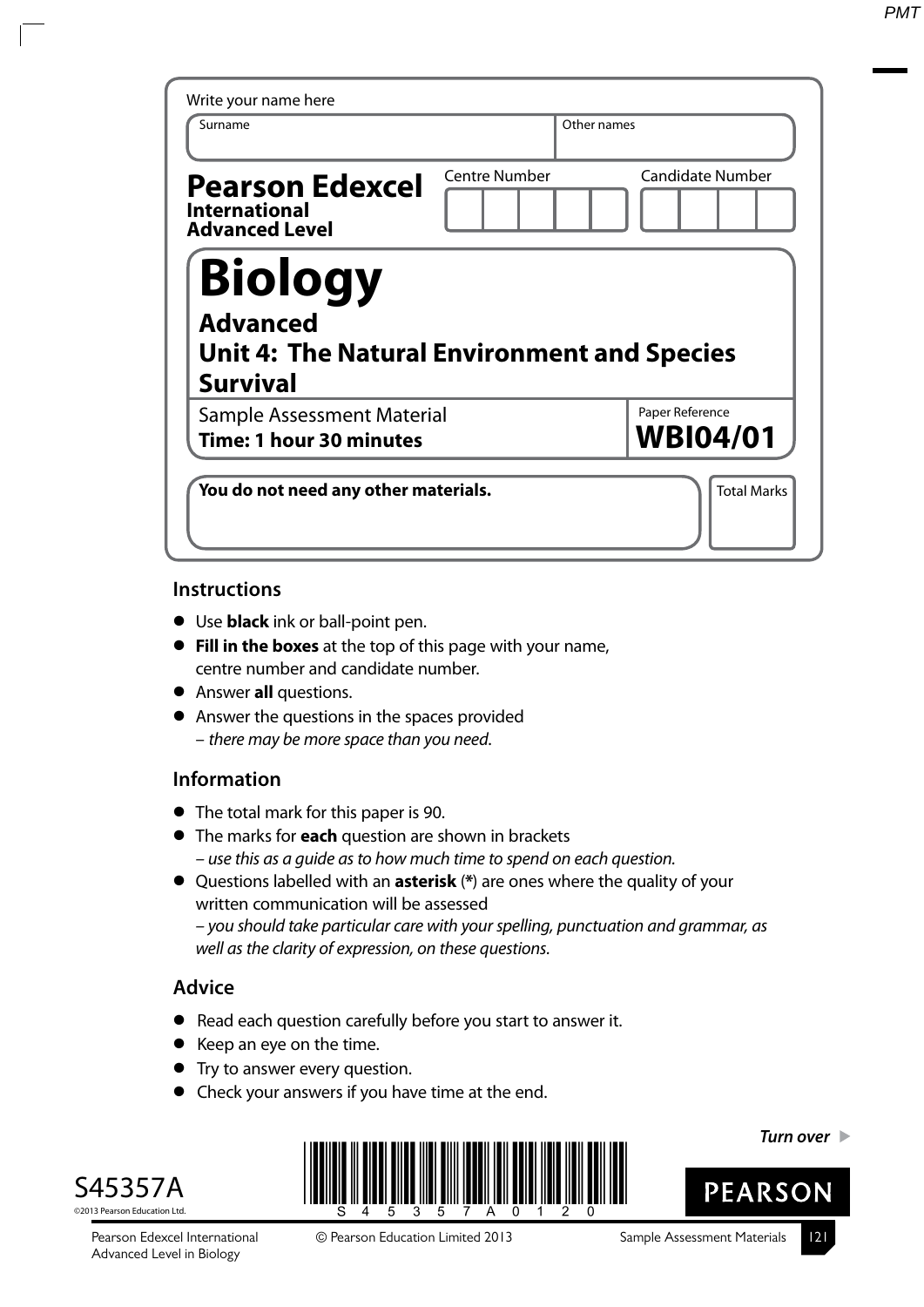Write your name here

| Surname | Other names |
|---|---|
| | |

**Pearson Edexcel**
**International Advanced Level**

| Centre Number | Candidate Number |
|---|---|
| | |

# Biology

## Advanced
## Unit 4: The Natural Environment and Species Survival

Sample Assessment Material
**Time: 1 hour 30 minutes**

Paper Reference
**WBI04/01**

**You do not need any other materials.**

Total Marks

## Instructions

- Use **black** ink or ball-point pen.
- **Fill in the boxes** at the top of this page with your name, centre number and candidate number.
- Answer **all** questions.
- Answer the questions in the spaces provided
  – *there may be more space than you need.*

## Information

- The total mark for this paper is 90.
- The marks for **each** question are shown in brackets
  – *use this as a guide as to how much time to spend on each question.*
- Questions labelled with an **asterisk** (**\***) are ones where the quality of your written communication will be assessed
  – *you should take particular care with your spelling, punctuation and grammar, as well as the clarity of expression, on these questions.*

## Advice

- Read each question carefully before you start to answer it.
- Keep an eye on the time.
- Try to answer every question.
- Check your answers if you have time at the end.

***Turn over***

S45357A

©2013 Pearson Education Ltd.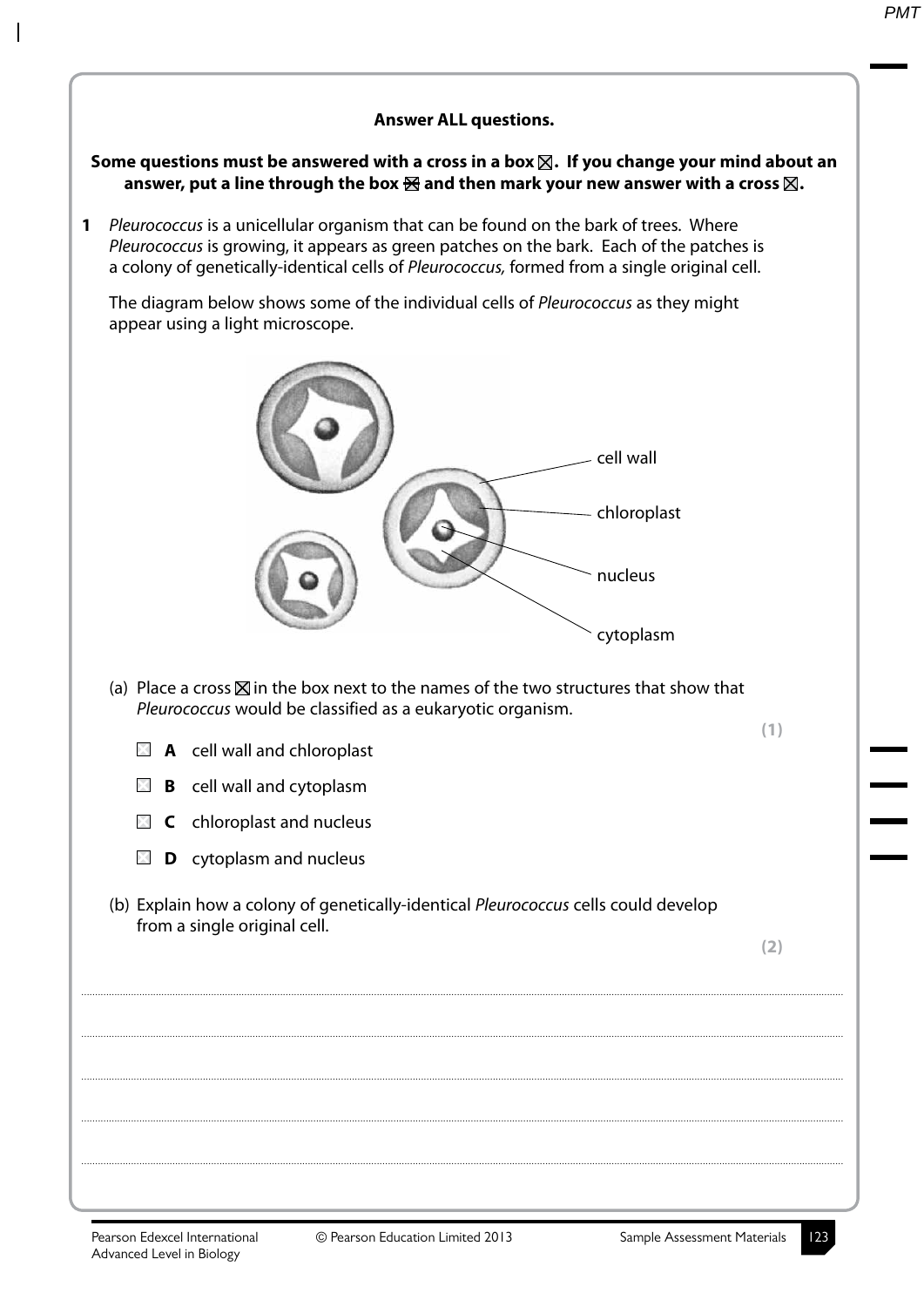**Answer ALL questions.**

**Some questions must be answered with a cross in a box ☒. If you change your mind about an answer, put a line through the box ☒ and then mark your new answer with a cross ☒.**

**1** *Pleurococcus* is a unicellular organism that can be found on the bark of trees. Where *Pleurococcus* is growing, it appears as green patches on the bark. Each of the patches is a colony of genetically-identical cells of *Pleurococcus,* formed from a single original cell.

The diagram below shows some of the individual cells of *Pleurococcus* as they might appear using a light microscope.

cell wall

chloroplast

nucleus

cytoplasm

(a) Place a cross ☒ in the box next to the names of the two structures that show that *Pleurococcus* would be classified as a eukaryotic organism. **(1)**

☐ **A** cell wall and chloroplast

☐ **B** cell wall and cytoplasm

☐ **C** chloroplast and nucleus

☐ **D** cytoplasm and nucleus

(b) Explain how a colony of genetically-identical *Pleurococcus* cells could develop from a single original cell. **(2)**

..............................................................................................................................................

..............................................................................................................................................

..............................................................................................................................................

..............................................................................................................................................

..............................................................................................................................................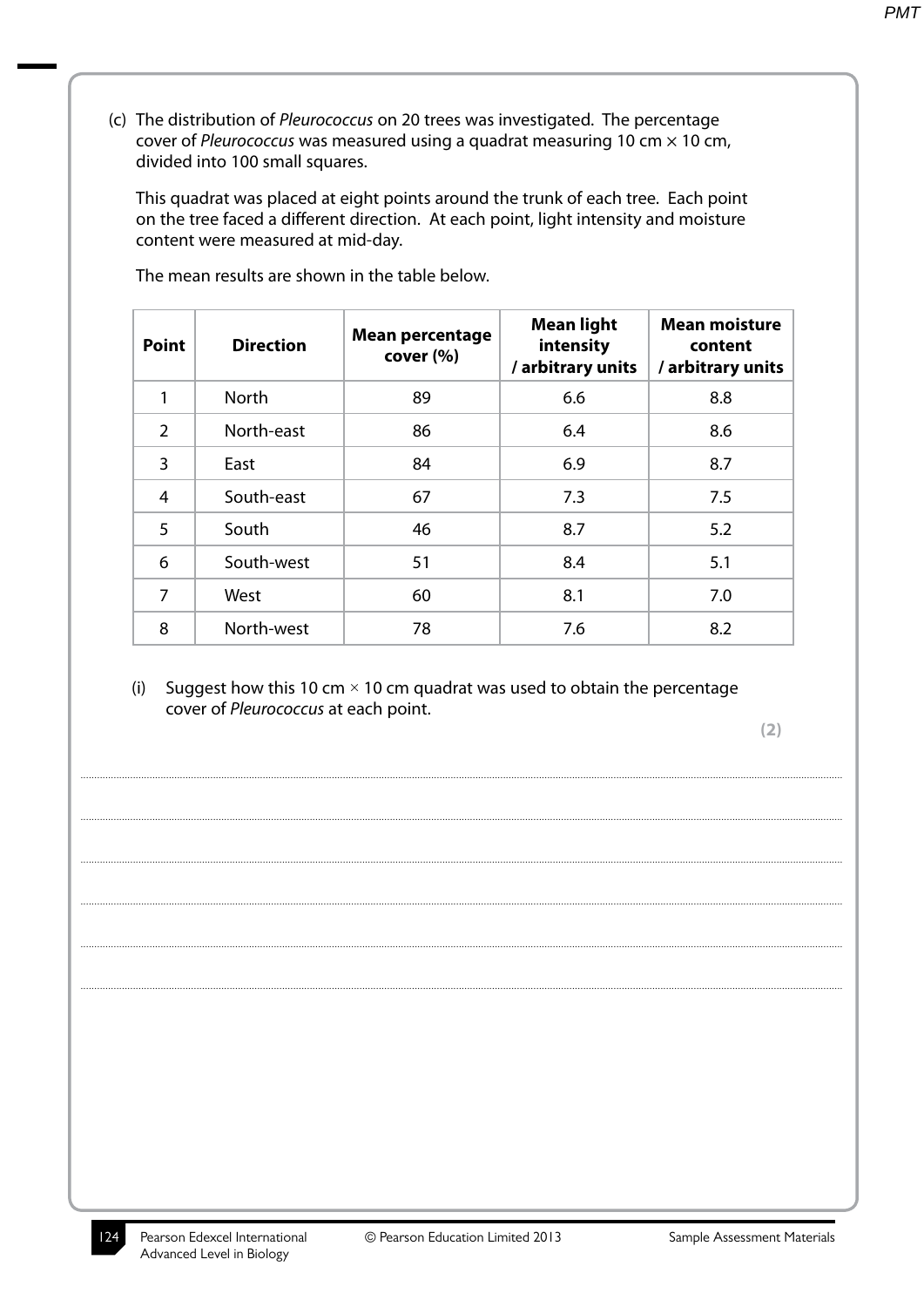(c) The distribution of *Pleurococcus* on 20 trees was investigated. The percentage cover of *Pleurococcus* was measured using a quadrat measuring 10 cm × 10 cm, divided into 100 small squares.

This quadrat was placed at eight points around the trunk of each tree. Each point on the tree faced a different direction. At each point, light intensity and moisture content were measured at mid-day.

The mean results are shown in the table below.

| Point | Direction | Mean percentage cover (%) | Mean light intensity / arbitrary units | Mean moisture content / arbitrary units |
|---|---|---|---|---|
| 1 | North | 89 | 6.6 | 8.8 |
| 2 | North-east | 86 | 6.4 | 8.6 |
| 3 | East | 84 | 6.9 | 8.7 |
| 4 | South-east | 67 | 7.3 | 7.5 |
| 5 | South | 46 | 8.7 | 5.2 |
| 6 | South-west | 51 | 8.4 | 5.1 |
| 7 | West | 60 | 8.1 | 7.0 |
| 8 | North-west | 78 | 7.6 | 8.2 |

(i) Suggest how this 10 cm × 10 cm quadrat was used to obtain the percentage cover of *Pleurococcus* at each point.

**(2)**

........................................................................................................................................

........................................................................................................................................

........................................................................................................................................

........................................................................................................................................

........................................................................................................................................

........................................................................................................................................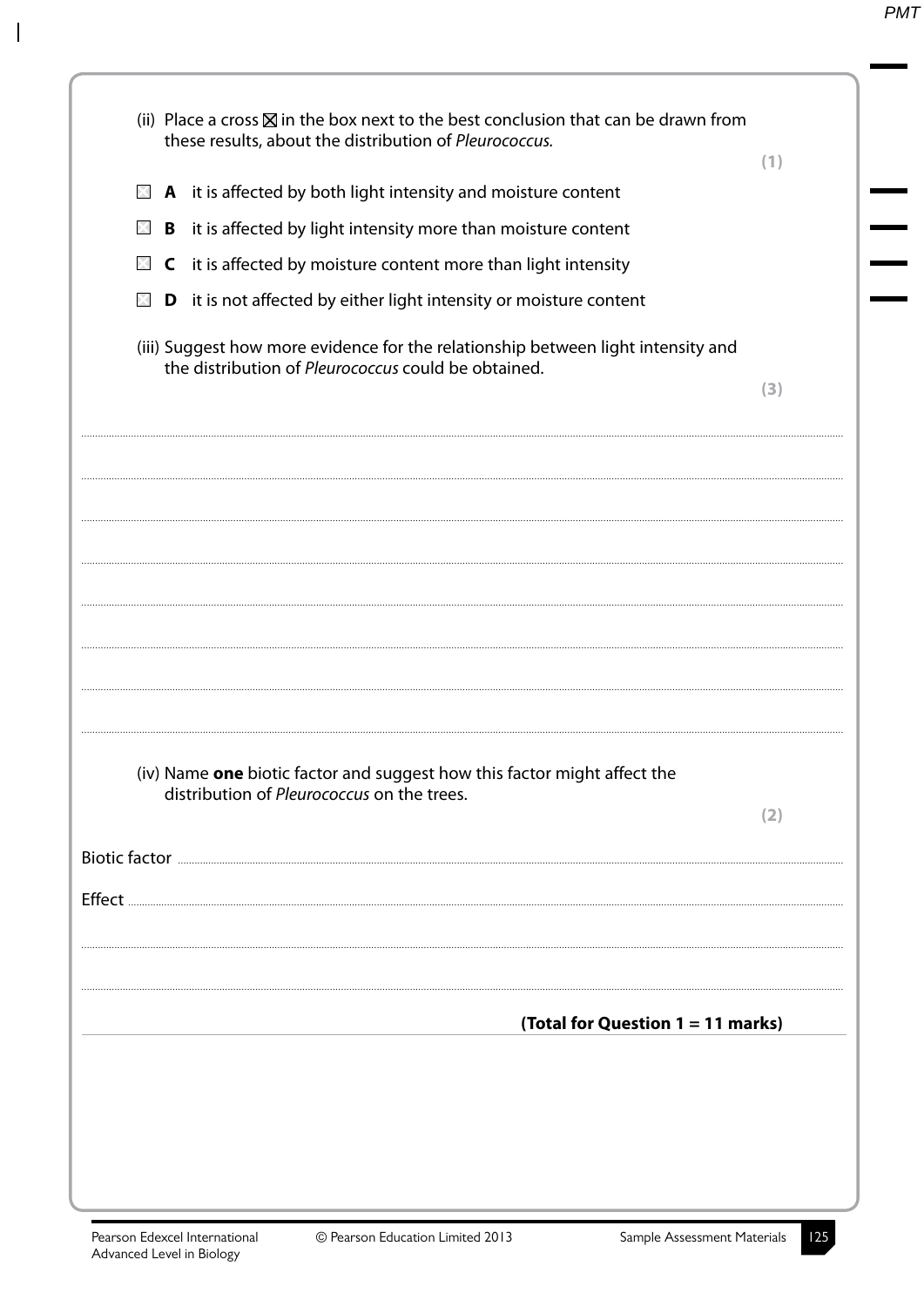(ii) Place a cross ☒ in the box next to the best conclusion that can be drawn from these results, about the distribution of *Pleurococcus*.

**(1)**

☐ **A** it is affected by both light intensity and moisture content

☐ **B** it is affected by light intensity more than moisture content

☐ **C** it is affected by moisture content more than light intensity

☐ **D** it is not affected by either light intensity or moisture content

(iii) Suggest how more evidence for the relationship between light intensity and the distribution of *Pleurococcus* could be obtained.

**(3)**

.................................................................................................................................................

.................................................................................................................................................

.................................................................................................................................................

.................................................................................................................................................

.................................................................................................................................................

.................................................................................................................................................

.................................................................................................................................................

.................................................................................................................................................

(iv) Name **one** biotic factor and suggest how this factor might affect the distribution of *Pleurococcus* on the trees.

**(2)**

Biotic factor .................................................................................................................................

Effect ............................................................................................................................................

.................................................................................................................................................

.................................................................................................................................................

**(Total for Question 1 = 11 marks)**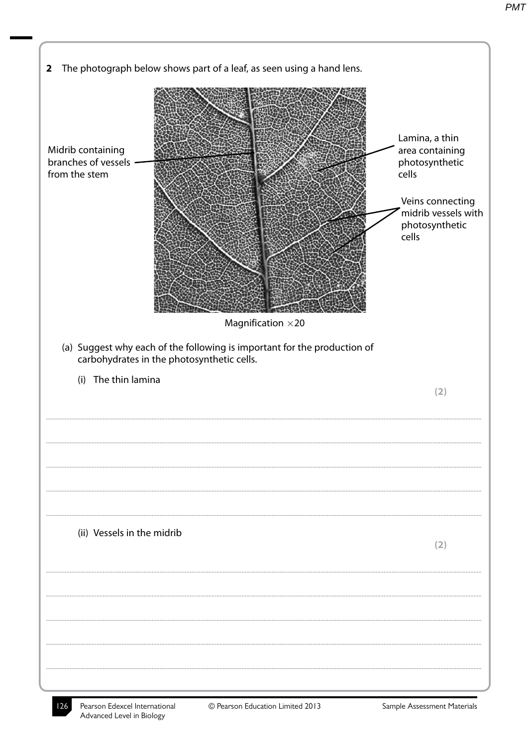**2** The photograph below shows part of a leaf, as seen using a hand lens.

Midrib containing branches of vessels from the stem

Lamina, a thin area containing photosynthetic cells

Veins connecting midrib vessels with photosynthetic cells

Magnification ×20

(a) Suggest why each of the following is important for the production of carbohydrates in the photosynthetic cells.

(i) The thin lamina **(2)**

.......................................................................................................................................................................................................

.......................................................................................................................................................................................................

.......................................................................................................................................................................................................

.......................................................................................................................................................................................................

(ii) Vessels in the midrib **(2)**

.......................................................................................................................................................................................................

.......................................................................................................................................................................................................

.......................................................................................................................................................................................................

.......................................................................................................................................................................................................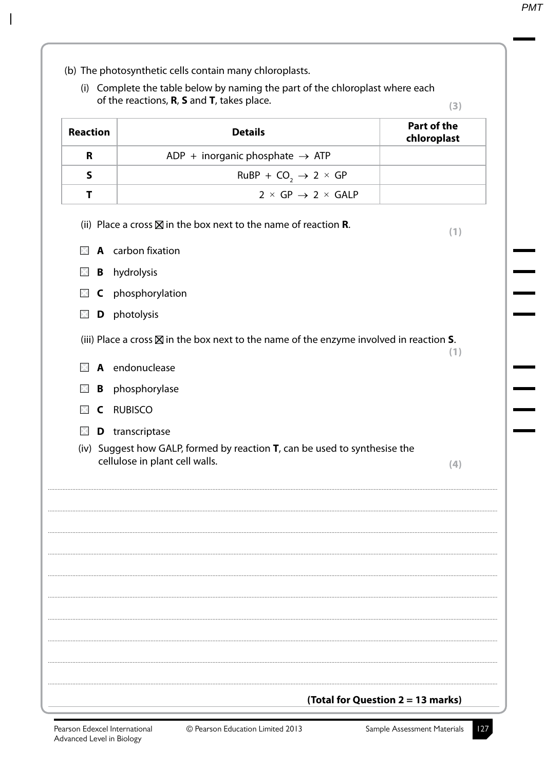(b) The photosynthetic cells contain many chloroplasts.

(i) Complete the table below by naming the part of the chloroplast where each of the reactions, **R**, **S** and **T**, takes place. **(3)**

| Reaction | Details | Part of the chloroplast |
| --- | --- | --- |
| **R** | ADP + inorganic phosphate → ATP | |
| **S** | RuBP + $CO_2$ → 2 × GP | |
| **T** | 2 × GP → 2 × GALP | |

(ii) Place a cross ☒ in the box next to the name of reaction **R**. **(1)**

☐ **A** carbon fixation

☐ **B** hydrolysis

☐ **C** phosphorylation

☐ **D** photolysis

(iii) Place a cross ☒ in the box next to the name of the enzyme involved in reaction **S**. **(1)**

☐ **A** endonuclease

☐ **B** phosphorylase

☐ **C** RUBISCO

☐ **D** transcriptase

(iv) Suggest how GALP, formed by reaction **T**, can be used to synthesise the cellulose in plant cell walls. **(4)**

..........................................................................................................................................

..........................................................................................................................................

..........................................................................................................................................

..........................................................................................................................................

..........................................................................................................................................

..........................................................................................................................................

..........................................................................................................................................

..........................................................................................................................................

..........................................................................................................................................

..........................................................................................................................................

**(Total for Question 2 = 13 marks)**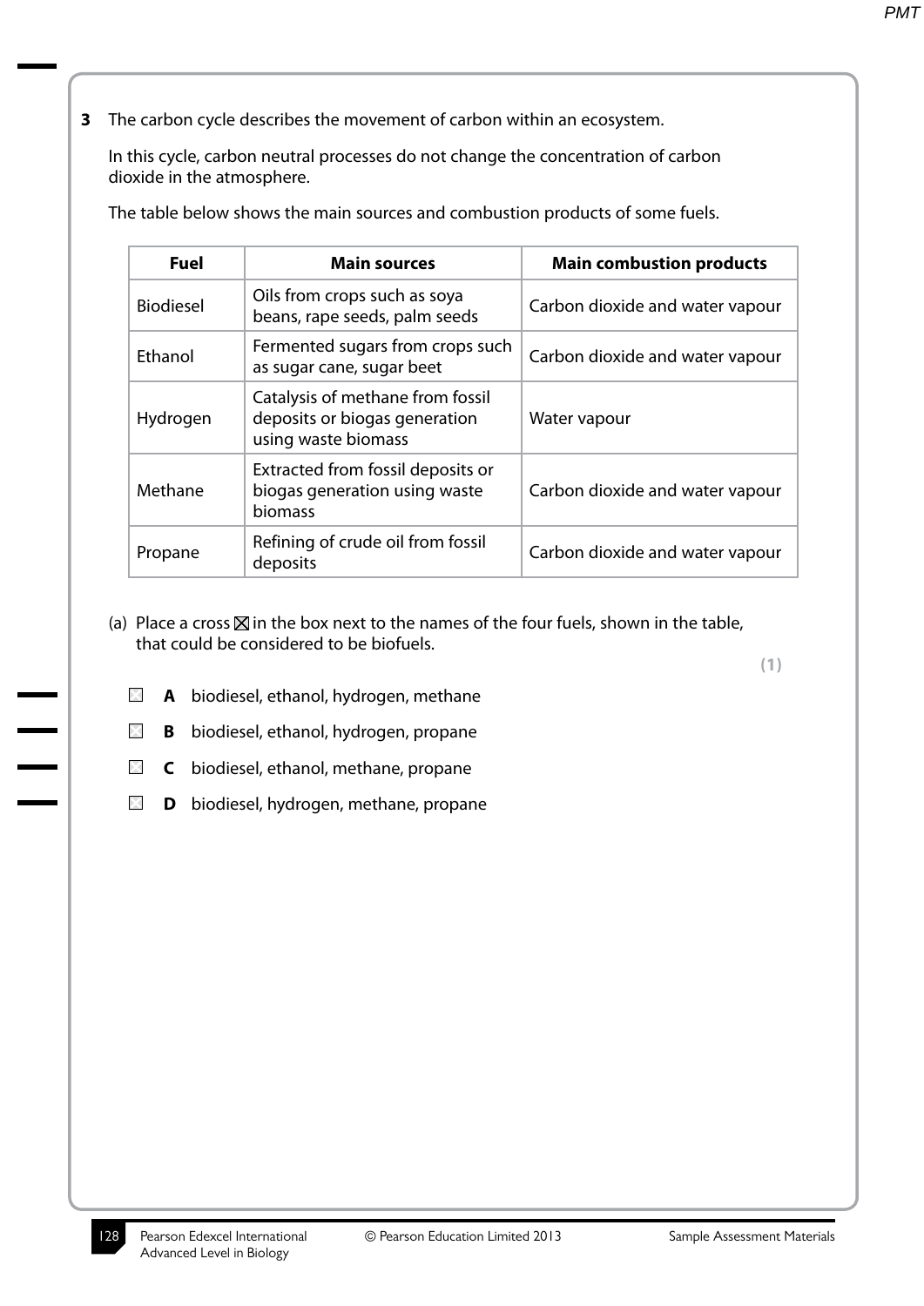**3** The carbon cycle describes the movement of carbon within an ecosystem.

In this cycle, carbon neutral processes do not change the concentration of carbon dioxide in the atmosphere.

The table below shows the main sources and combustion products of some fuels.

| Fuel | Main sources | Main combustion products |
|---|---|---|
| Biodiesel | Oils from crops such as soya beans, rape seeds, palm seeds | Carbon dioxide and water vapour |
| Ethanol | Fermented sugars from crops such as sugar cane, sugar beet | Carbon dioxide and water vapour |
| Hydrogen | Catalysis of methane from fossil deposits or biogas generation using waste biomass | Water vapour |
| Methane | Extracted from fossil deposits or biogas generation using waste biomass | Carbon dioxide and water vapour |
| Propane | Refining of crude oil from fossil deposits | Carbon dioxide and water vapour |

(a) Place a cross ☒ in the box next to the names of the four fuels, shown in the table, that could be considered to be biofuels.

**(1)**

☐ **A** biodiesel, ethanol, hydrogen, methane

☐ **B** biodiesel, ethanol, hydrogen, propane

☐ **C** biodiesel, ethanol, methane, propane

☐ **D** biodiesel, hydrogen, methane, propane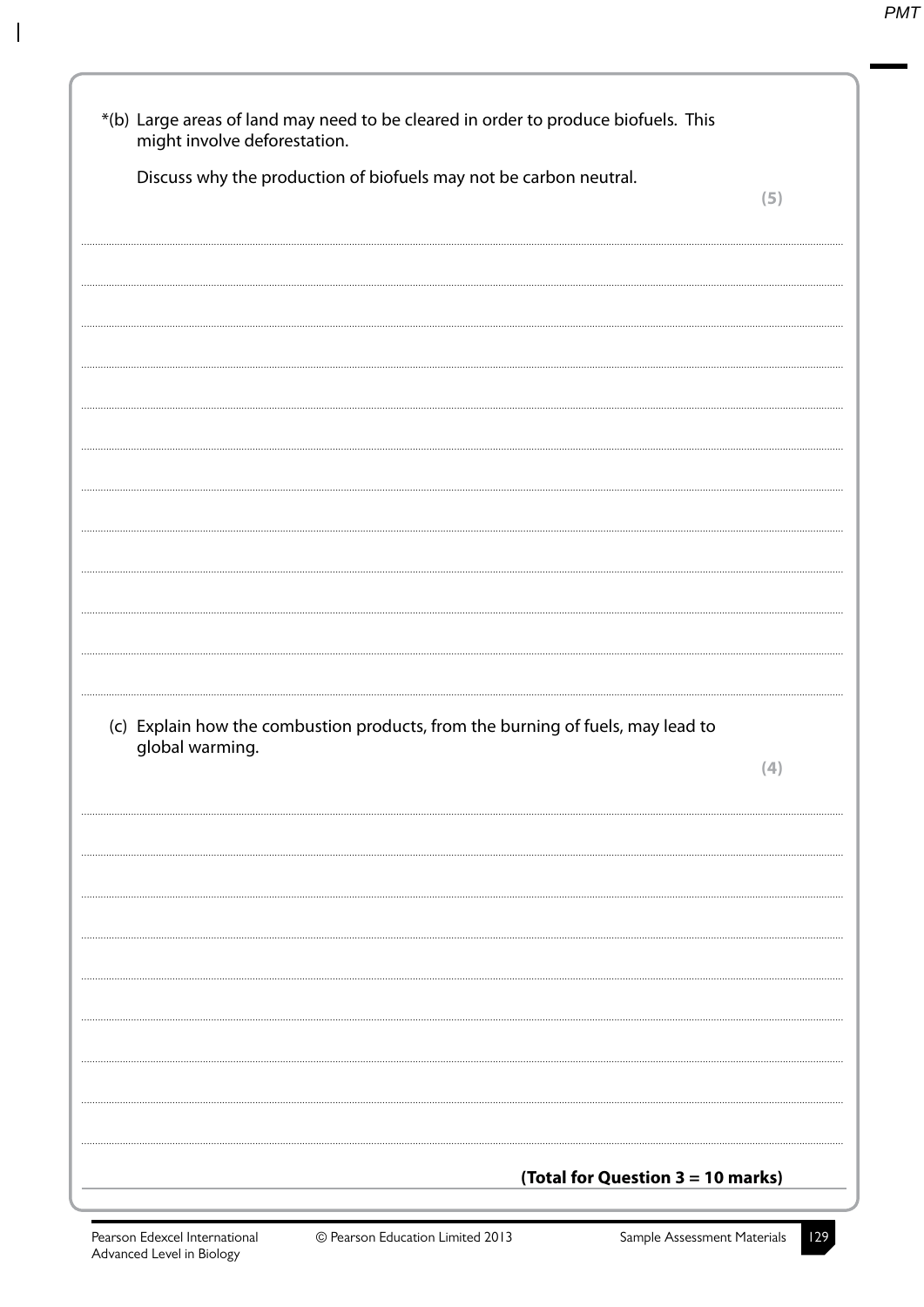*(b) Large areas of land may need to be cleared in order to produce biofuels. This might involve deforestation.

Discuss why the production of biofuels may not be carbon neutral.

**(5)**

(c) Explain how the combustion products, from the burning of fuels, may lead to global warming.

**(4)**

**(Total for Question 3 = 10 marks)**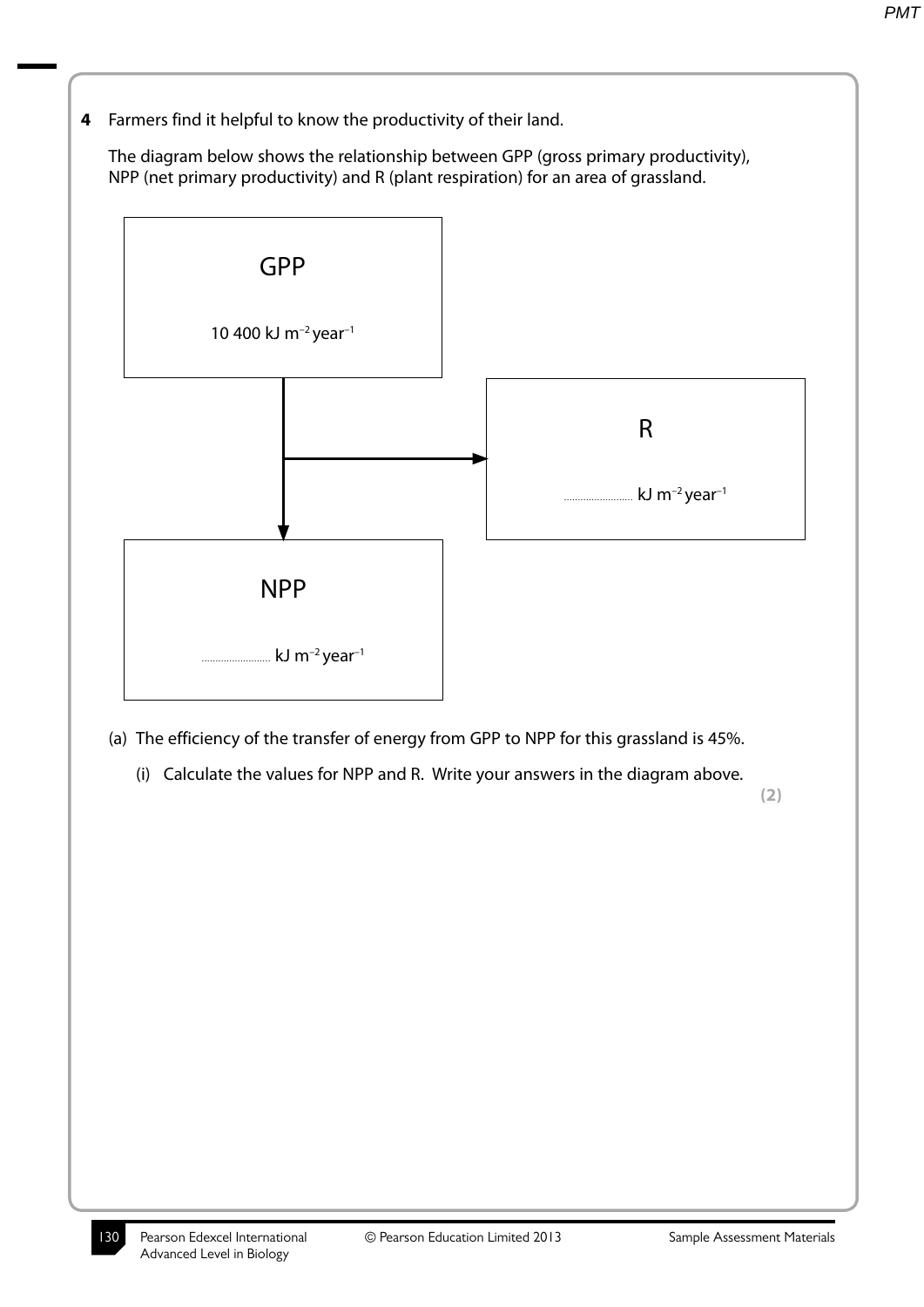**4** Farmers find it helpful to know the productivity of their land.

The diagram below shows the relationship between GPP (gross primary productivity), NPP (net primary productivity) and R (plant respiration) for an area of grassland.

GPP

10 400 kJ $m^{-2}$ $year^{-1}$

R

.......................... kJ $m^{-2}$ $year^{-1}$

NPP

.......................... kJ $m^{-2}$ $year^{-1}$

(a) The efficiency of the transfer of energy from GPP to NPP for this grassland is 45%.

(i) Calculate the values for NPP and R. Write your answers in the diagram above.

**(2)**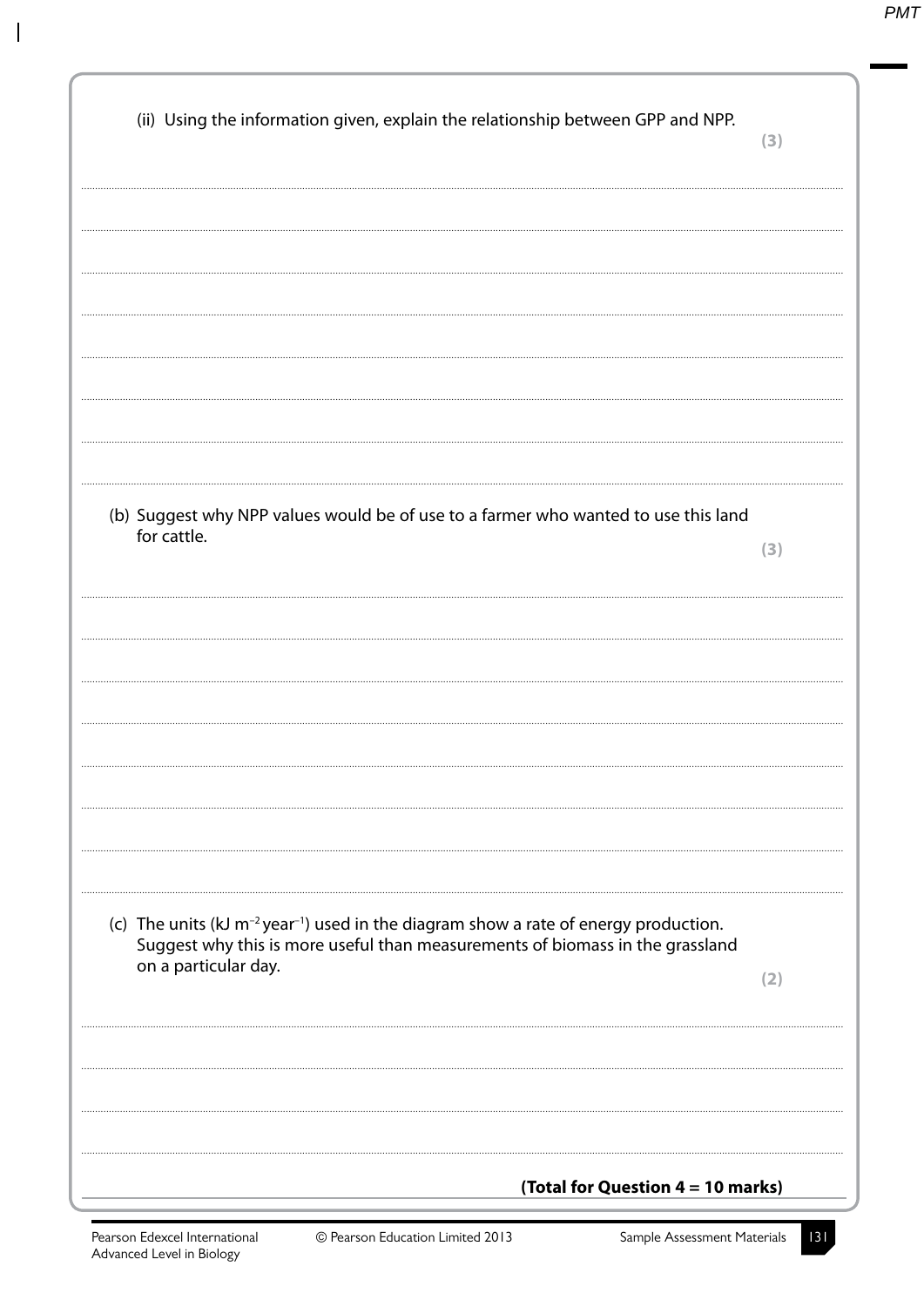(ii) Using the information given, explain the relationship between GPP and NPP.
**(3)**

(b) Suggest why NPP values would be of use to a farmer who wanted to use this land for cattle.
**(3)**

(c) The units (kJ $m^{-2}$ $year^{-1}$) used in the diagram show a rate of energy production. Suggest why this is more useful than measurements of biomass in the grassland on a particular day.
**(2)**

**(Total for Question 4 = 10 marks)**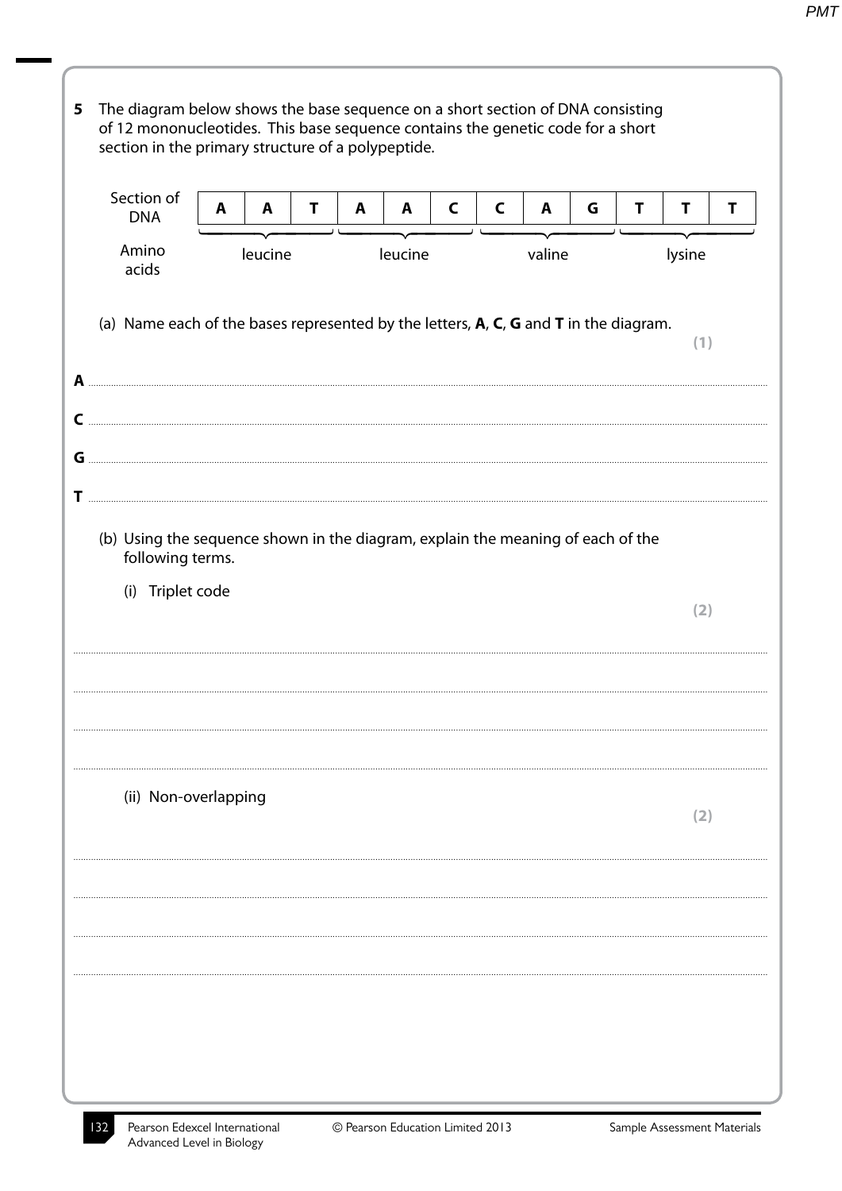**5** The diagram below shows the base sequence on a short section of DNA consisting of 12 mononucleotides. This base sequence contains the genetic code for a short section in the primary structure of a polypeptide.

| Section of DNA | A | A | T | A | A | C | C | A | G | T | T | T |
|---|---|---|---|---|---|---|---|---|---|---|---|---|
| Amino acids | | leucine | | | leucine | | | valine | | | lysine | |

(a) Name each of the bases represented by the letters, **A**, **C**, **G** and **T** in the diagram. **(1)**

**A** ........................................................................................................................................

**C** ........................................................................................................................................

**G** ........................................................................................................................................

**T** ........................................................................................................................................

(b) Using the sequence shown in the diagram, explain the meaning of each of the following terms.

(i) Triplet code **(2)**

........................................................................................................................................

........................................................................................................................................

........................................................................................................................................

........................................................................................................................................

(ii) Non-overlapping **(2)**

........................................................................................................................................

........................................................................................................................................

........................................................................................................................................

........................................................................................................................................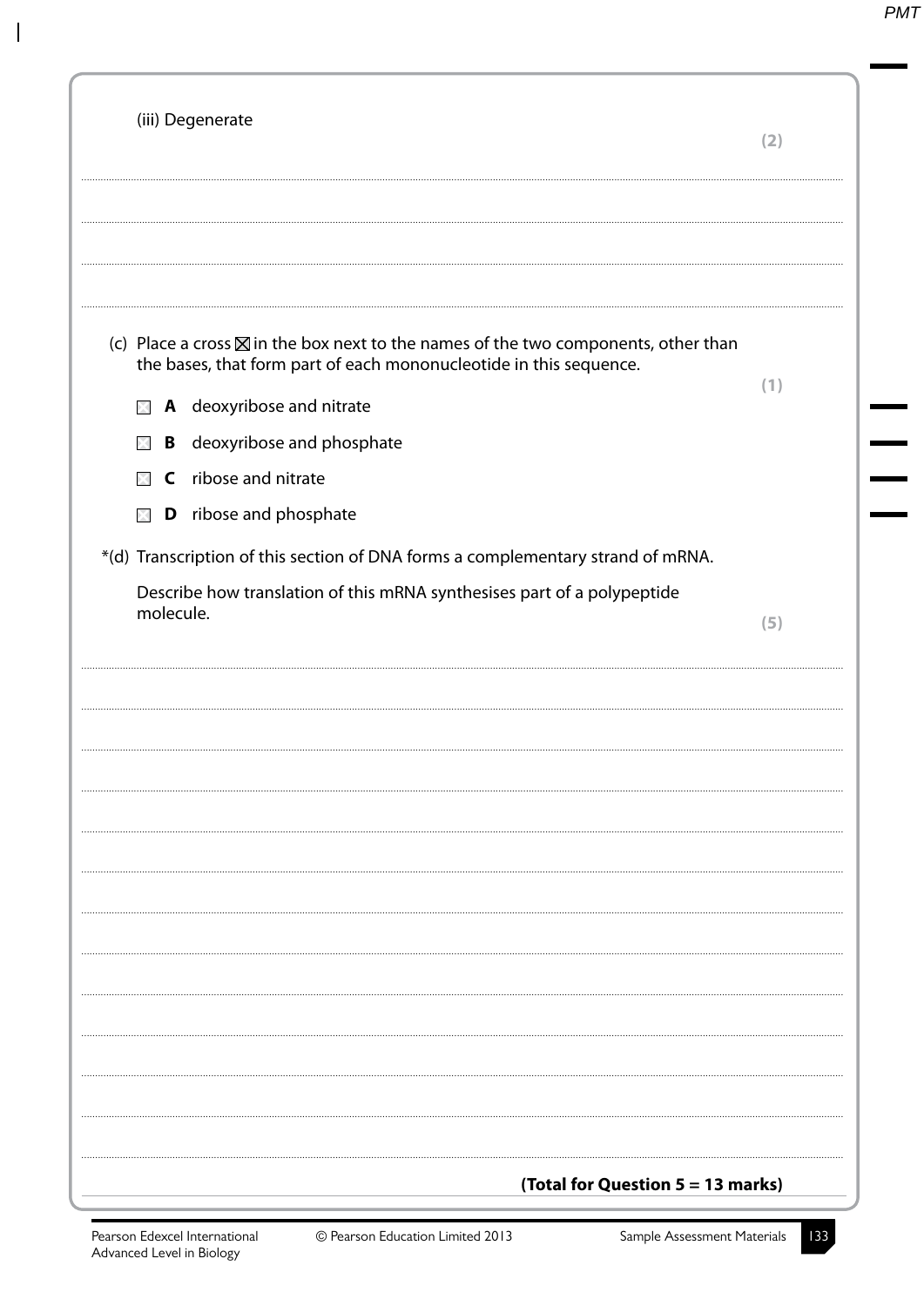(iii) Degenerate

**(2)**

..............................................................................................................................................

..............................................................................................................................................

..............................................................................................................................................

..............................................................................................................................................

(c) Place a cross ☒ in the box next to the names of the two components, other than the bases, that form part of each mononucleotide in this sequence.

**(1)**

☐ **A** deoxyribose and nitrate

☐ **B** deoxyribose and phosphate

☐ **C** ribose and nitrate

☐ **D** ribose and phosphate

*(d) Transcription of this section of DNA forms a complementary strand of mRNA.

Describe how translation of this mRNA synthesises part of a polypeptide molecule.

**(5)**

..............................................................................................................................................

..............................................................................................................................................

..............................................................................................................................................

..............................................................................................................................................

..............................................................................................................................................

..............................................................................................................................................

..............................................................................................................................................

..............................................................................................................................................

..............................................................................................................................................

..............................................................................................................................................

..............................................................................................................................................

..............................................................................................................................................

**(Total for Question 5 = 13 marks)**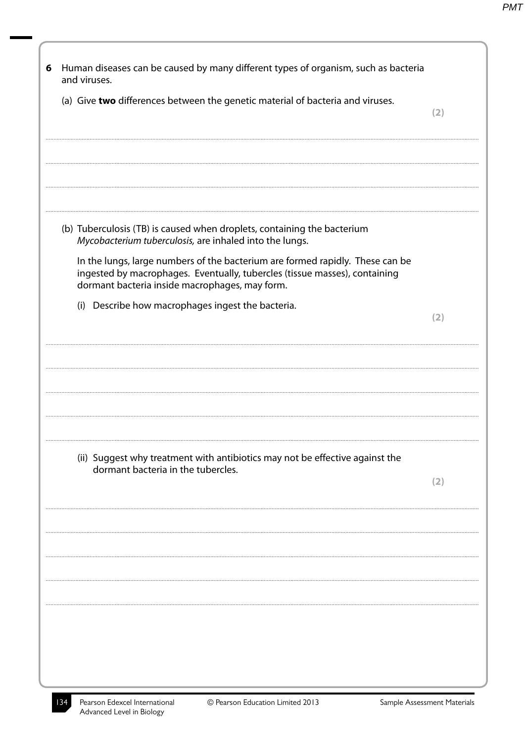**6** Human diseases can be caused by many different types of organism, such as bacteria and viruses.

(a) Give **two** differences between the genetic material of bacteria and viruses.

**(2)**

.......................................................................................................................................................

.......................................................................................................................................................

.......................................................................................................................................................

.......................................................................................................................................................

(b) Tuberculosis (TB) is caused when droplets, containing the bacterium *Mycobacterium tuberculosis,* are inhaled into the lungs.

In the lungs, large numbers of the bacterium are formed rapidly. These can be ingested by macrophages. Eventually, tubercles (tissue masses), containing dormant bacteria inside macrophages, may form.

(i) Describe how macrophages ingest the bacteria.

**(2)**

.......................................................................................................................................................

.......................................................................................................................................................

.......................................................................................................................................................

.......................................................................................................................................................

.......................................................................................................................................................

(ii) Suggest why treatment with antibiotics may not be effective against the dormant bacteria in the tubercles.

**(2)**

.......................................................................................................................................................

.......................................................................................................................................................

.......................................................................................................................................................

.......................................................................................................................................................

.......................................................................................................................................................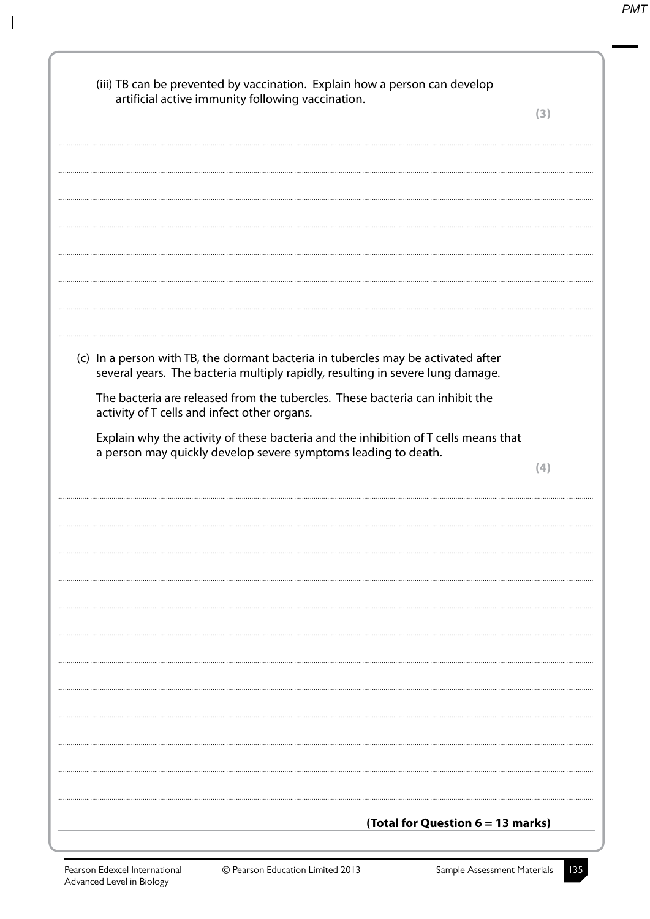(iii) TB can be prevented by vaccination. Explain how a person can develop artificial active immunity following vaccination.

**(3)**

..............................................................................................................................................

..............................................................................................................................................

..............................................................................................................................................

..............................................................................................................................................

..............................................................................................................................................

..............................................................................................................................................

..............................................................................................................................................

(c) In a person with TB, the dormant bacteria in tubercles may be activated after several years. The bacteria multiply rapidly, resulting in severe lung damage.

The bacteria are released from the tubercles. These bacteria can inhibit the activity of T cells and infect other organs.

Explain why the activity of these bacteria and the inhibition of T cells means that a person may quickly develop severe symptoms leading to death.

**(4)**

..............................................................................................................................................

..............................................................................................................................................

..............................................................................................................................................

..............................................................................................................................................

..............................................................................................................................................

..............................................................................................................................................

..............................................................................................................................................

..............................................................................................................................................

..............................................................................................................................................

..............................................................................................................................................

..............................................................................................................................................

..............................................................................................................................................

**(Total for Question 6 = 13 marks)**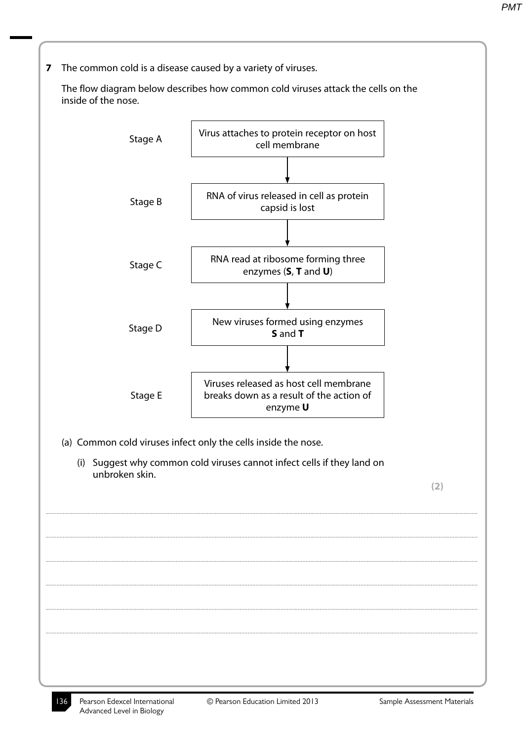**7** The common cold is a disease caused by a variety of viruses.

The flow diagram below describes how common cold viruses attack the cells on the inside of the nose.

| Stage | Description |
|---|---|
| Stage A | Virus attaches to protein receptor on host cell membrane |
| Stage B | RNA of virus released in cell as protein capsid is lost |
| Stage C | RNA read at ribosome forming three enzymes (**S**, **T** and **U**) |
| Stage D | New viruses formed using enzymes **S** and **T** |
| Stage E | Viruses released as host cell membrane breaks down as a result of the action of enzyme **U** |

(a) Common cold viruses infect only the cells inside the nose.

(i) Suggest why common cold viruses cannot infect cells if they land on unbroken skin.

**(2)**

.......................................................................................................................................................................................................

.......................................................................................................................................................................................................

.......................................................................................................................................................................................................

.......................................................................................................................................................................................................

.......................................................................................................................................................................................................

.......................................................................................................................................................................................................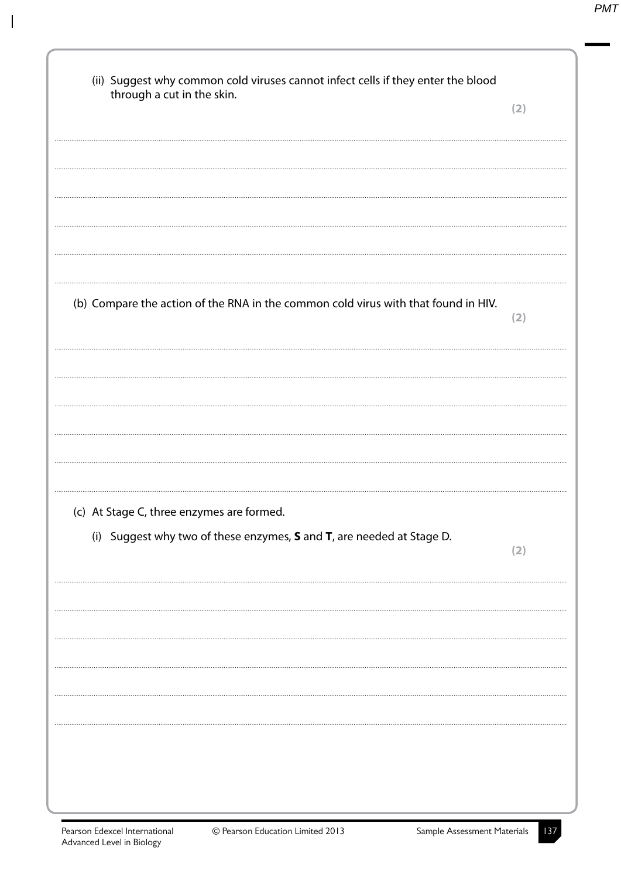(ii) Suggest why common cold viruses cannot infect cells if they enter the blood through a cut in the skin.
**(2)**

....................................................................................................................................................................................

....................................................................................................................................................................................

....................................................................................................................................................................................

....................................................................................................................................................................................

....................................................................................................................................................................................

(b) Compare the action of the RNA in the common cold virus with that found in HIV.
**(2)**

....................................................................................................................................................................................

....................................................................................................................................................................................

....................................................................................................................................................................................

....................................................................................................................................................................................

....................................................................................................................................................................................

(c) At Stage C, three enzymes are formed.

(i) Suggest why two of these enzymes, **S** and **T**, are needed at Stage D.
**(2)**

....................................................................................................................................................................................

....................................................................................................................................................................................

....................................................................................................................................................................................

....................................................................................................................................................................................

....................................................................................................................................................................................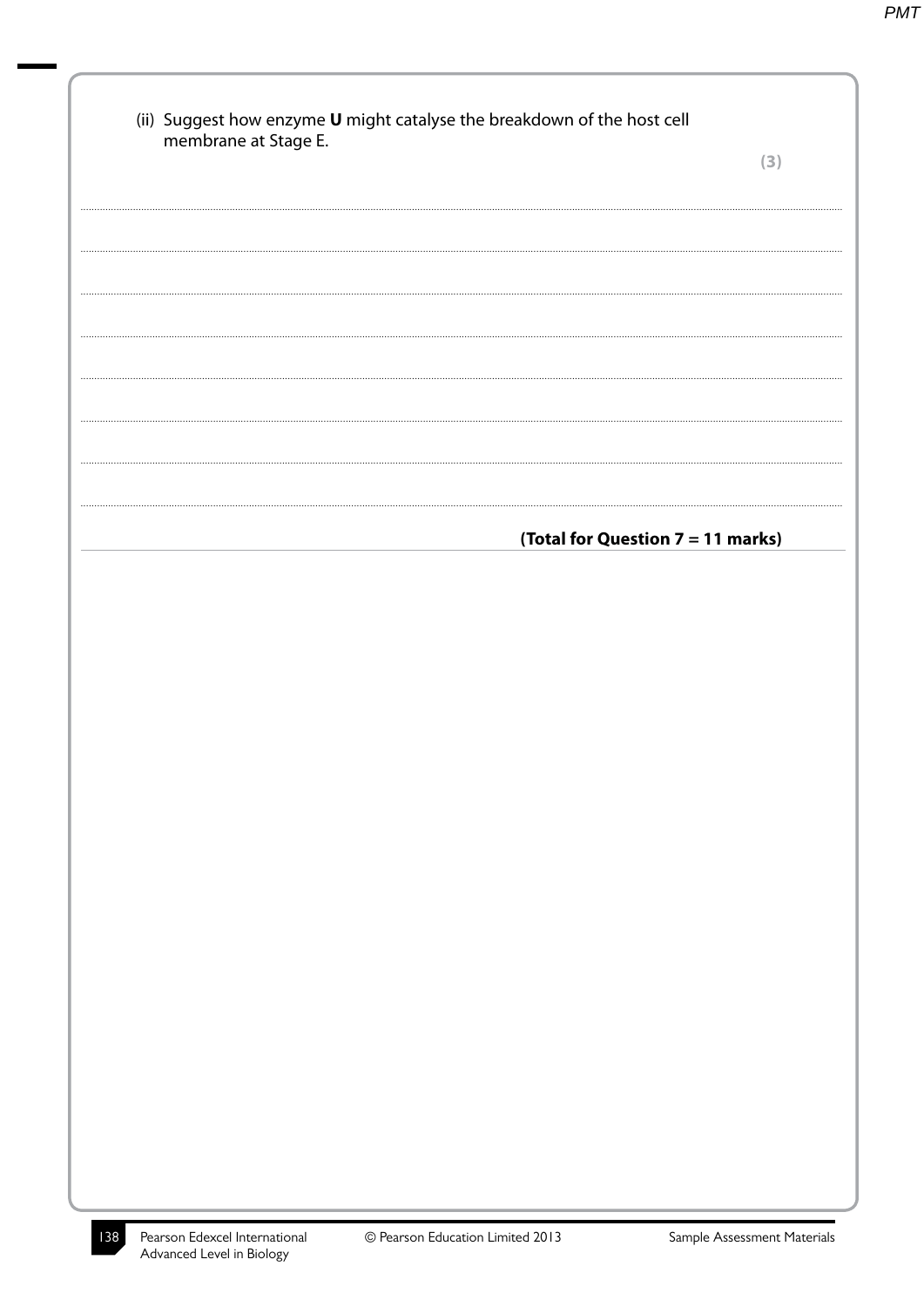(ii) Suggest how enzyme **U** might catalyse the breakdown of the host cell membrane at Stage E.

**(3)**

.......................................................................................................................................................................................................................

.......................................................................................................................................................................................................................

.......................................................................................................................................................................................................................

.......................................................................................................................................................................................................................

.......................................................................................................................................................................................................................

.......................................................................................................................................................................................................................

.......................................................................................................................................................................................................................

.......................................................................................................................................................................................................................

**(Total for Question 7 = 11 marks)**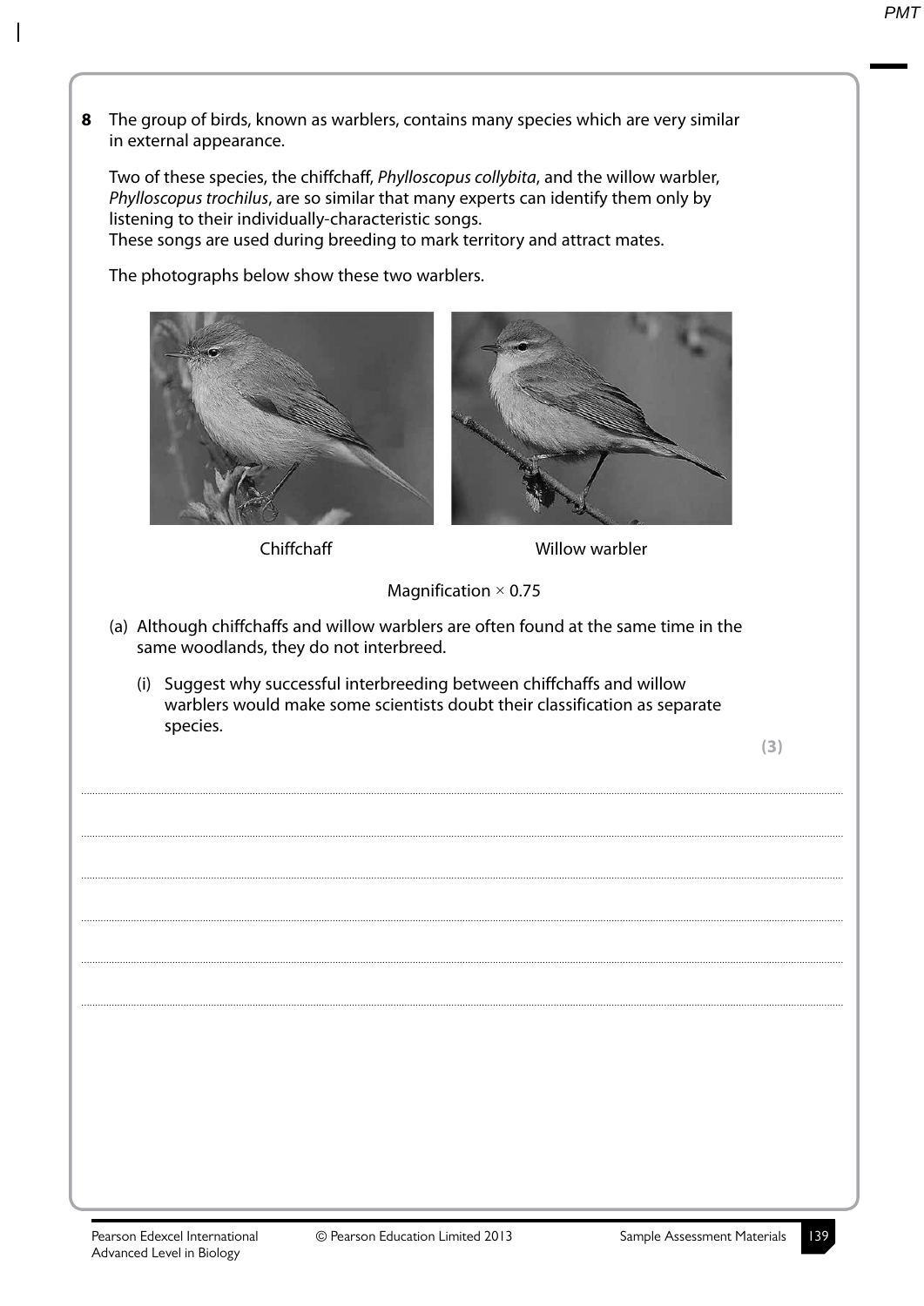**8** The group of birds, known as warblers, contains many species which are very similar in external appearance.

Two of these species, the chiffchaff, *Phylloscopus collybita*, and the willow warbler, *Phylloscopus trochilus*, are so similar that many experts can identify them only by listening to their individually-characteristic songs.
These songs are used during breeding to mark territory and attract mates.

The photographs below show these two warblers.

Chiffchaff

Willow warbler

Magnification × 0.75

(a) Although chiffchaffs and willow warblers are often found at the same time in the same woodlands, they do not interbreed.

(i) Suggest why successful interbreeding between chiffchaffs and willow warblers would make some scientists doubt their classification as separate species.

**(3)**

.......................................................................................................................................................................................................................

.......................................................................................................................................................................................................................

.......................................................................................................................................................................................................................

.......................................................................................................................................................................................................................

.......................................................................................................................................................................................................................

.......................................................................................................................................................................................................................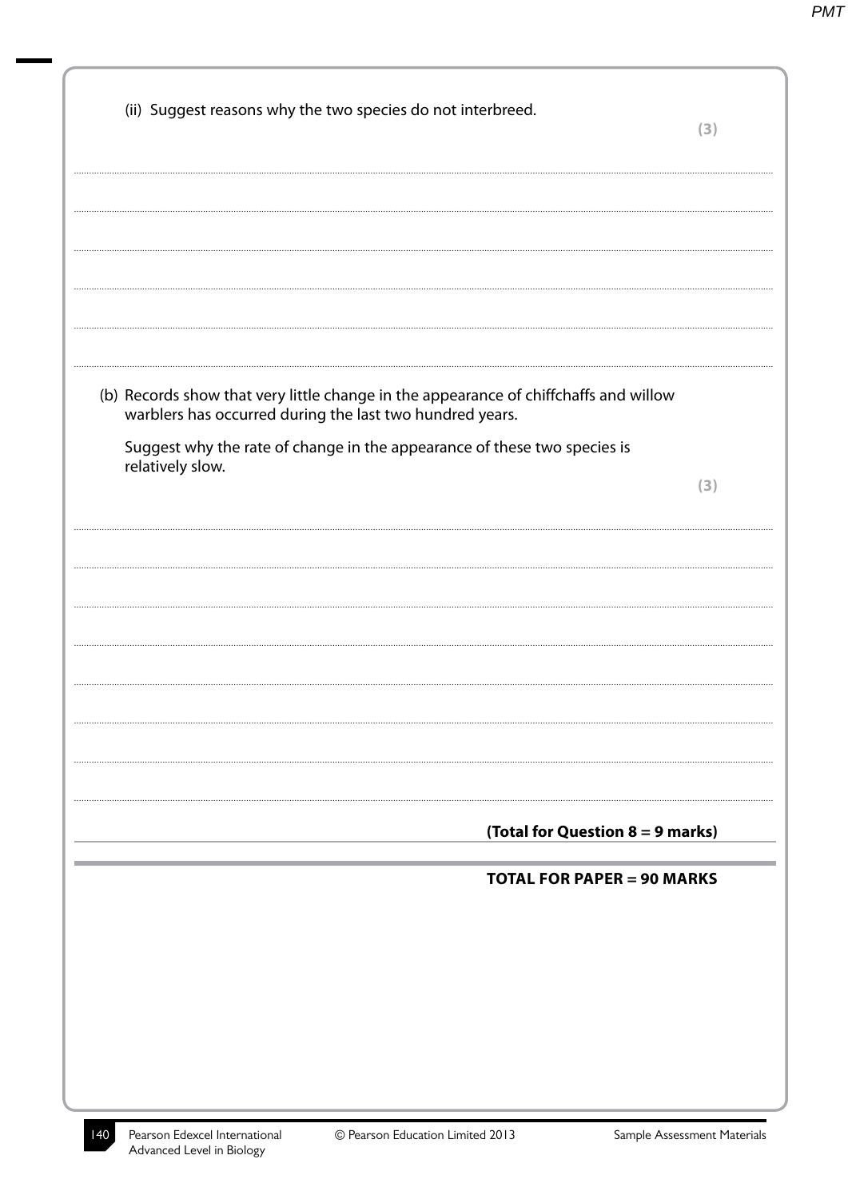(ii) Suggest reasons why the two species do not interbreed.

**(3)**

(b) Records show that very little change in the appearance of chiffchaffs and willow warblers has occurred during the last two hundred years.

Suggest why the rate of change in the appearance of these two species is relatively slow.

**(3)**

**(Total for Question 8 = 9 marks)**

**TOTAL FOR PAPER = 90 MARKS**